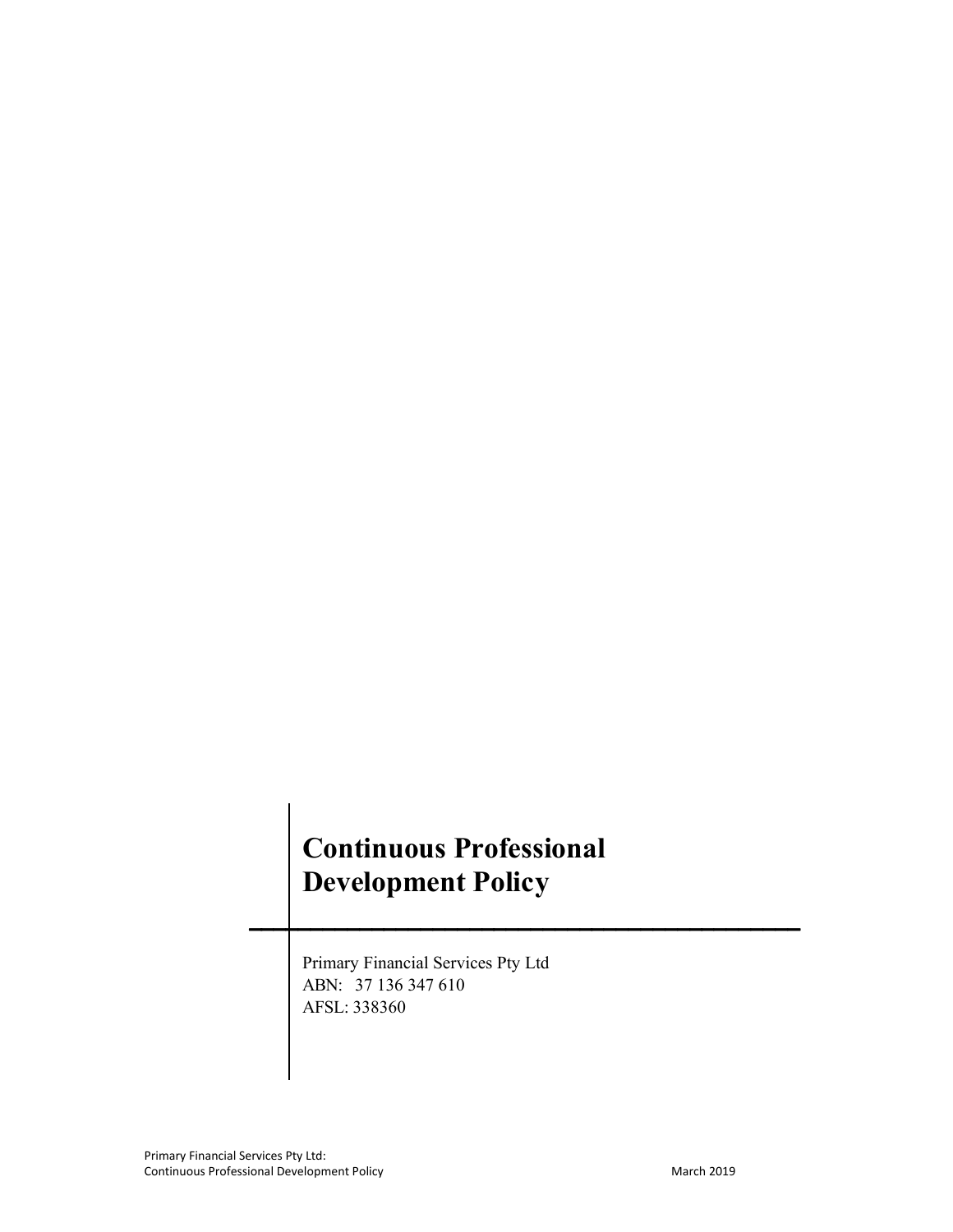# Continuous Professional Development Policy

Primary Financial Services Pty Ltd
ABN: 37 136 347 610
AFSL: 338360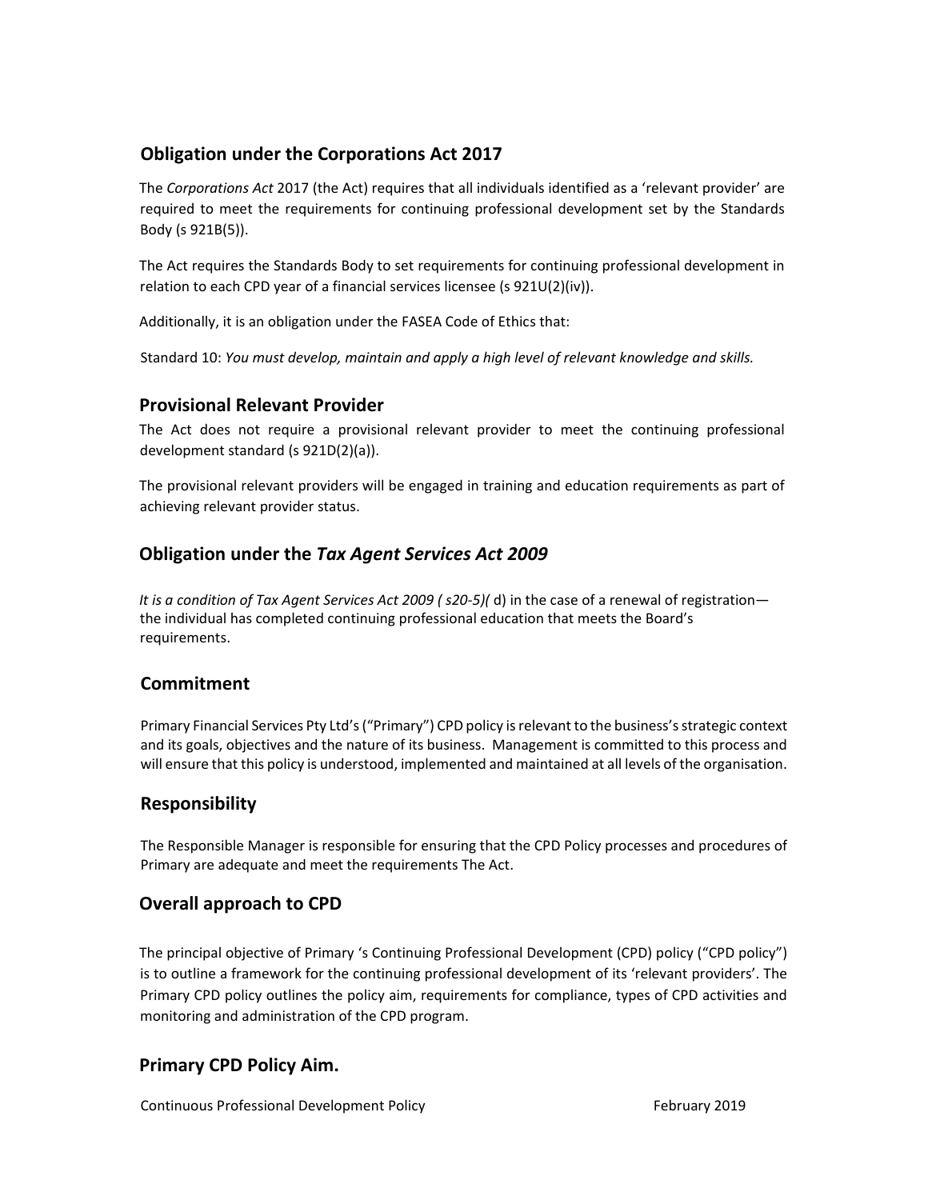## Obligation under the Corporations Act 2017

The *Corporations Act* 2017 (the Act) requires that all individuals identified as a 'relevant provider' are required to meet the requirements for continuing professional development set by the Standards Body (s 921B(5)).

The Act requires the Standards Body to set requirements for continuing professional development in relation to each CPD year of a financial services licensee (s 921U(2)(iv)).

Additionally, it is an obligation under the FASEA Code of Ethics that:

Standard 10: *You must develop, maintain and apply a high level of relevant knowledge and skills.*

## Provisional Relevant Provider

The Act does not require a provisional relevant provider to meet the continuing professional development standard (s 921D(2)(a)).

The provisional relevant providers will be engaged in training and education requirements as part of achieving relevant provider status.

## Obligation under the *Tax Agent Services Act 2009*

*It is a condition of Tax Agent Services Act 2009 ( s20-5)(* d) in the case of a renewal of registration—the individual has completed continuing professional education that meets the Board's requirements.

## Commitment

Primary Financial Services Pty Ltd's ("Primary") CPD policy is relevant to the business's strategic context and its goals, objectives and the nature of its business. Management is committed to this process and will ensure that this policy is understood, implemented and maintained at all levels of the organisation.

## Responsibility

The Responsible Manager is responsible for ensuring that the CPD Policy processes and procedures of Primary are adequate and meet the requirements The Act.

## Overall approach to CPD

The principal objective of Primary 's Continuing Professional Development (CPD) policy ("CPD policy") is to outline a framework for the continuing professional development of its 'relevant providers'. The Primary CPD policy outlines the policy aim, requirements for compliance, types of CPD activities and monitoring and administration of the CPD program.

## Primary CPD Policy Aim.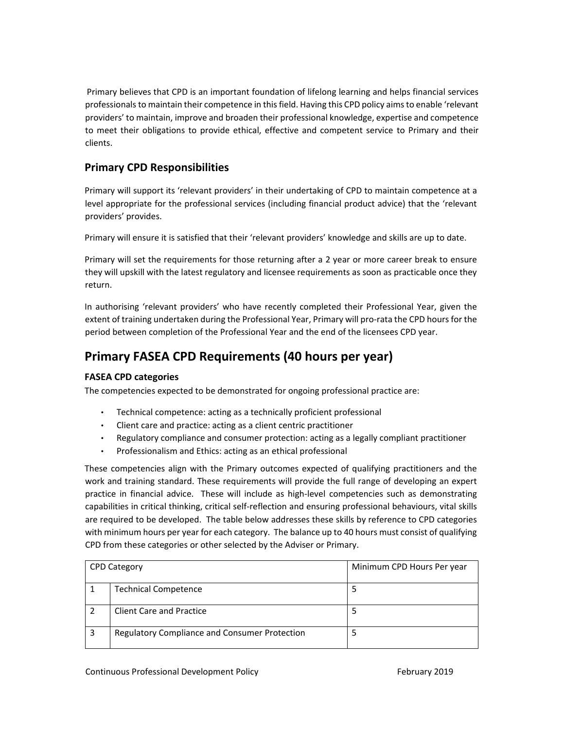Primary believes that CPD is an important foundation of lifelong learning and helps financial services professionals to maintain their competence in this field. Having this CPD policy aims to enable 'relevant providers' to maintain, improve and broaden their professional knowledge, expertise and competence to meet their obligations to provide ethical, effective and competent service to Primary and their clients.

## Primary CPD Responsibilities

Primary will support its 'relevant providers' in their undertaking of CPD to maintain competence at a level appropriate for the professional services (including financial product advice) that the 'relevant providers' provides.

Primary will ensure it is satisfied that their 'relevant providers' knowledge and skills are up to date.

Primary will set the requirements for those returning after a 2 year or more career break to ensure they will upskill with the latest regulatory and licensee requirements as soon as practicable once they return.

In authorising 'relevant providers' who have recently completed their Professional Year, given the extent of training undertaken during the Professional Year, Primary will pro-rata the CPD hours for the period between completion of the Professional Year and the end of the licensees CPD year.

# Primary FASEA CPD Requirements (40 hours per year)

### FASEA CPD categories

The competencies expected to be demonstrated for ongoing professional practice are:

- Technical competence: acting as a technically proficient professional
- Client care and practice: acting as a client centric practitioner
- Regulatory compliance and consumer protection: acting as a legally compliant practitioner
- Professionalism and Ethics: acting as an ethical professional

These competencies align with the Primary outcomes expected of qualifying practitioners and the work and training standard. These requirements will provide the full range of developing an expert practice in financial advice. These will include as high-level competencies such as demonstrating capabilities in critical thinking, critical self-reflection and ensuring professional behaviours, vital skills are required to be developed. The table below addresses these skills by reference to CPD categories with minimum hours per year for each category. The balance up to 40 hours must consist of qualifying CPD from these categories or other selected by the Adviser or Primary.

| CPD Category | | Minimum CPD Hours Per year |
|---|---|---|
| 1 | Technical Competence | 5 |
| 2 | Client Care and Practice | 5 |
| 3 | Regulatory Compliance and Consumer Protection | 5 |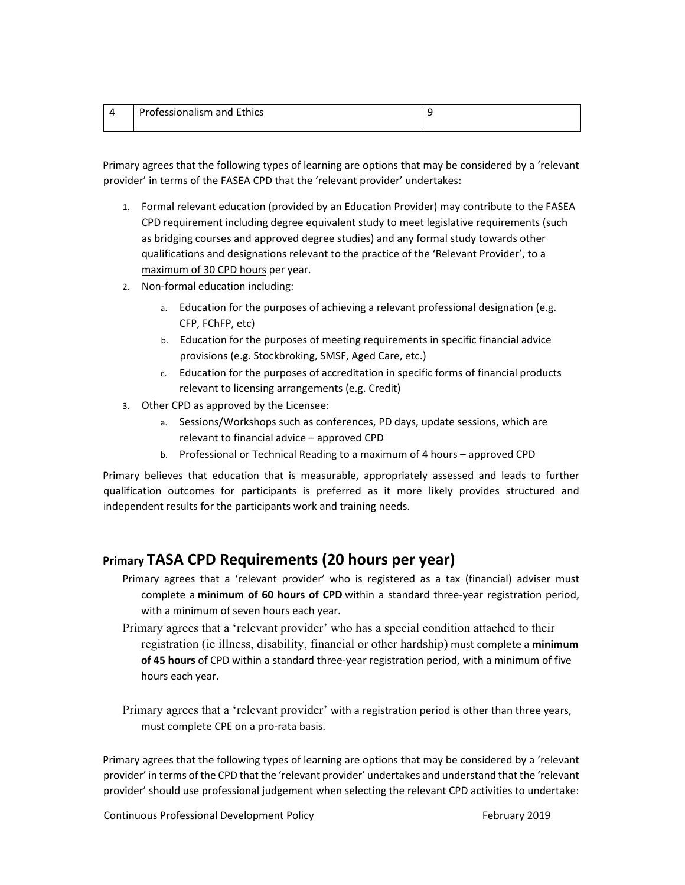| 4 | Professionalism and Ethics | 9 |
|---|---|---|

Primary agrees that the following types of learning are options that may be considered by a 'relevant provider' in terms of the FASEA CPD that the 'relevant provider' undertakes:

1. Formal relevant education (provided by an Education Provider) may contribute to the FASEA CPD requirement including degree equivalent study to meet legislative requirements (such as bridging courses and approved degree studies) and any formal study towards other qualifications and designations relevant to the practice of the 'Relevant Provider', to a maximum of 30 CPD hours per year.
2. Non-formal education including:
   a. Education for the purposes of achieving a relevant professional designation (e.g. CFP, FChFP, etc)
   b. Education for the purposes of meeting requirements in specific financial advice provisions (e.g. Stockbroking, SMSF, Aged Care, etc.)
   c. Education for the purposes of accreditation in specific forms of financial products relevant to licensing arrangements (e.g. Credit)
3. Other CPD as approved by the Licensee:
   a. Sessions/Workshops such as conferences, PD days, update sessions, which are relevant to financial advice – approved CPD
   b. Professional or Technical Reading to a maximum of 4 hours – approved CPD

Primary believes that education that is measurable, appropriately assessed and leads to further qualification outcomes for participants is preferred as it more likely provides structured and independent results for the participants work and training needs.

## Primary TASA CPD Requirements (20 hours per year)

Primary agrees that a 'relevant provider' who is registered as a tax (financial) adviser must complete a **minimum of 60 hours of CPD** within a standard three-year registration period, with a minimum of seven hours each year.

Primary agrees that a 'relevant provider' who has a special condition attached to their registration (ie illness, disability, financial or other hardship) must complete a **minimum of 45 hours** of CPD within a standard three-year registration period, with a minimum of five hours each year.

Primary agrees that a 'relevant provider' with a registration period is other than three years, must complete CPE on a pro-rata basis.

Primary agrees that the following types of learning are options that may be considered by a 'relevant provider' in terms of the CPD that the 'relevant provider' undertakes and understand that the 'relevant provider' should use professional judgement when selecting the relevant CPD activities to undertake: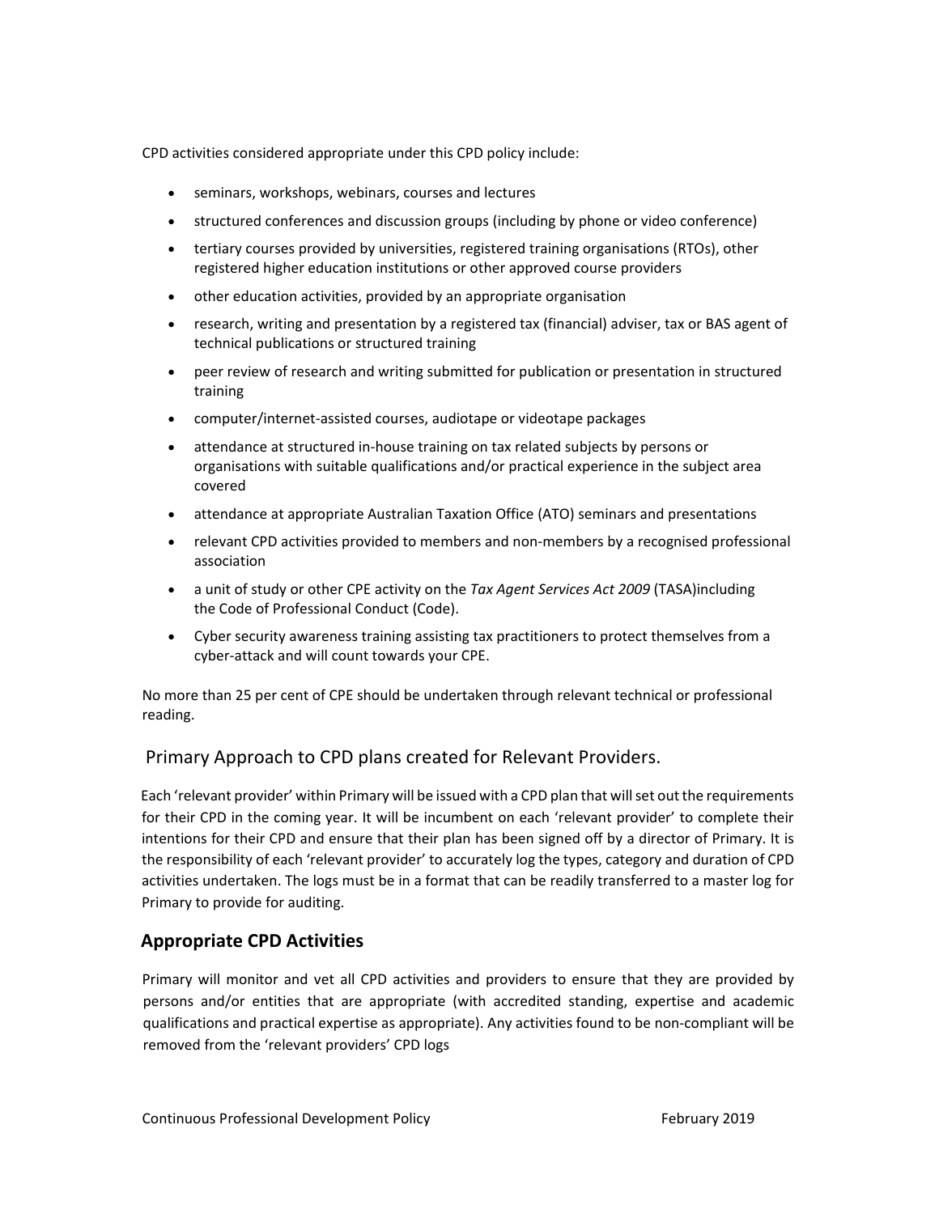CPD activities considered appropriate under this CPD policy include:

- seminars, workshops, webinars, courses and lectures
- structured conferences and discussion groups (including by phone or video conference)
- tertiary courses provided by universities, registered training organisations (RTOs), other registered higher education institutions or other approved course providers
- other education activities, provided by an appropriate organisation
- research, writing and presentation by a registered tax (financial) adviser, tax or BAS agent of technical publications or structured training
- peer review of research and writing submitted for publication or presentation in structured training
- computer/internet-assisted courses, audiotape or videotape packages
- attendance at structured in-house training on tax related subjects by persons or organisations with suitable qualifications and/or practical experience in the subject area covered
- attendance at appropriate Australian Taxation Office (ATO) seminars and presentations
- relevant CPD activities provided to members and non-members by a recognised professional association
- a unit of study or other CPE activity on the *Tax Agent Services Act 2009* (TASA)including the Code of Professional Conduct (Code).
- Cyber security awareness training assisting tax practitioners to protect themselves from a cyber-attack and will count towards your CPE.

No more than 25 per cent of CPE should be undertaken through relevant technical or professional reading.

## Primary Approach to CPD plans created for Relevant Providers.

Each 'relevant provider' within Primary will be issued with a CPD plan that will set out the requirements for their CPD in the coming year. It will be incumbent on each 'relevant provider' to complete their intentions for their CPD and ensure that their plan has been signed off by a director of Primary. It is the responsibility of each 'relevant provider' to accurately log the types, category and duration of CPD activities undertaken. The logs must be in a format that can be readily transferred to a master log for Primary to provide for auditing.

## **Appropriate CPD Activities**

Primary will monitor and vet all CPD activities and providers to ensure that they are provided by persons and/or entities that are appropriate (with accredited standing, expertise and academic qualifications and practical expertise as appropriate). Any activities found to be non-compliant will be removed from the 'relevant providers' CPD logs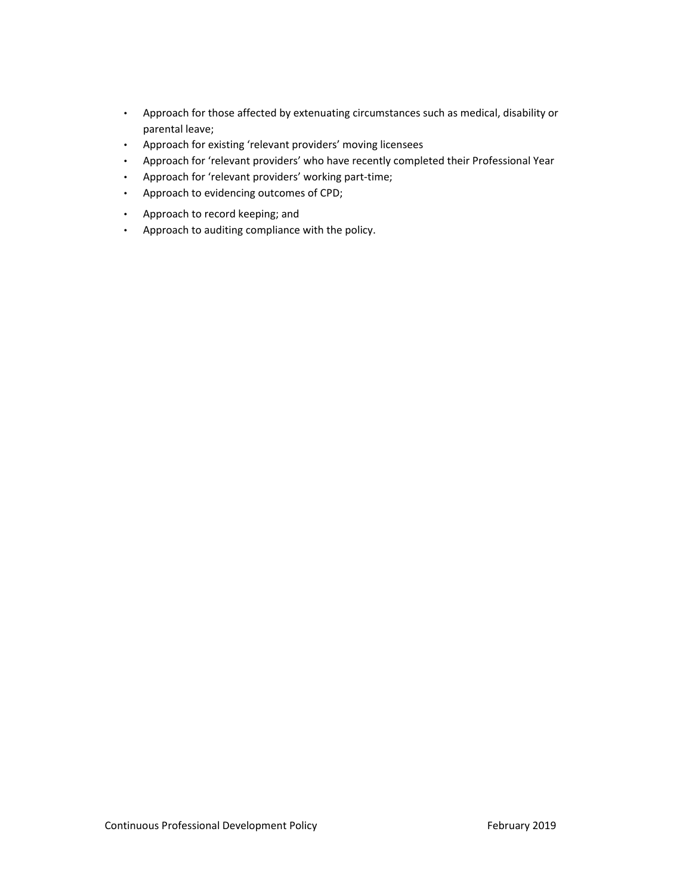- Approach for those affected by extenuating circumstances such as medical, disability or parental leave;
- Approach for existing 'relevant providers' moving licensees
- Approach for 'relevant providers' who have recently completed their Professional Year
- Approach for 'relevant providers' working part-time;
- Approach to evidencing outcomes of CPD;
- Approach to record keeping; and
- Approach to auditing compliance with the policy.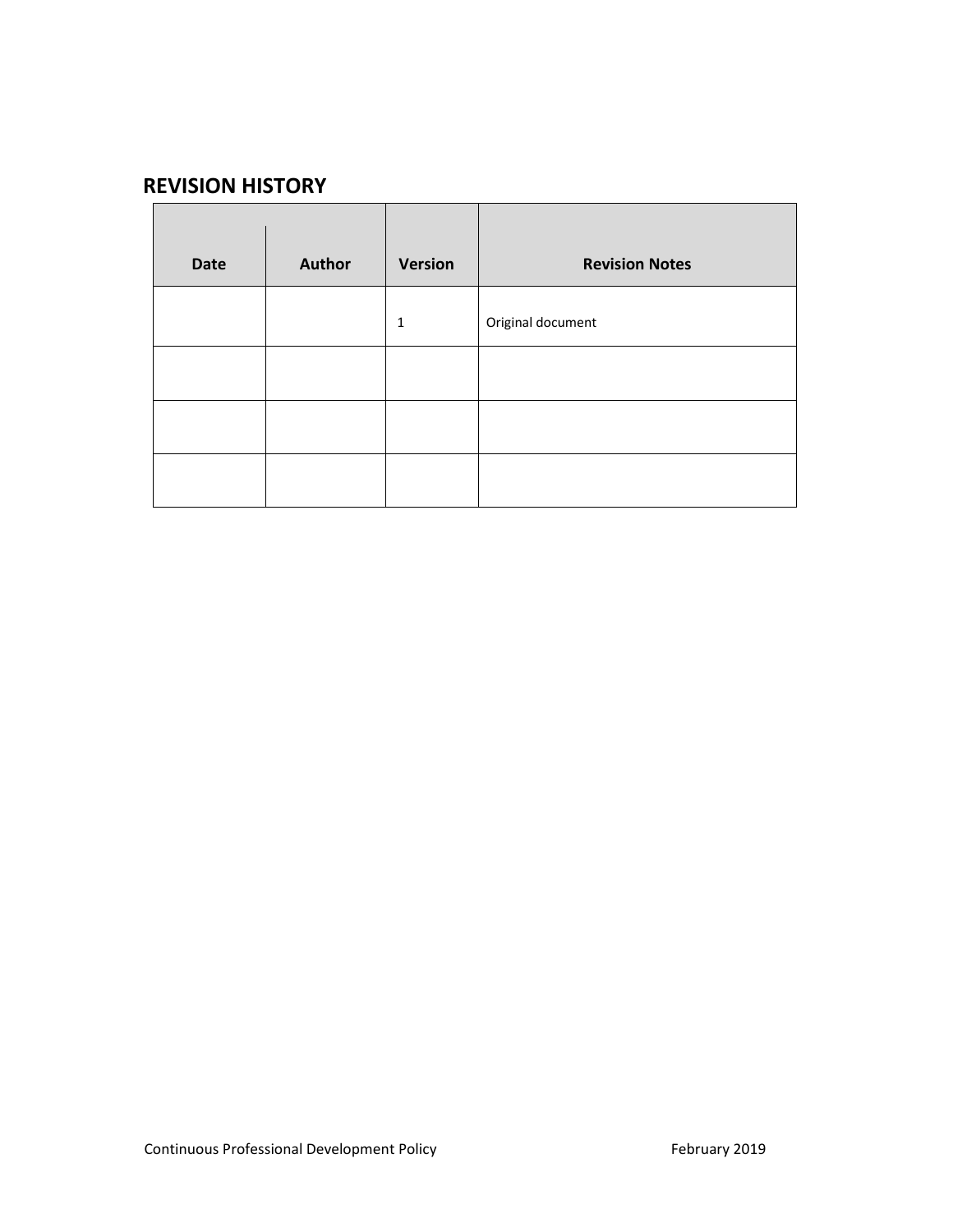## REVISION HISTORY

| Date | Author | Version | Revision Notes |
|---|---|---|---|
| | | 1 | Original document |
| | | | |
| | | | |
| | | | |